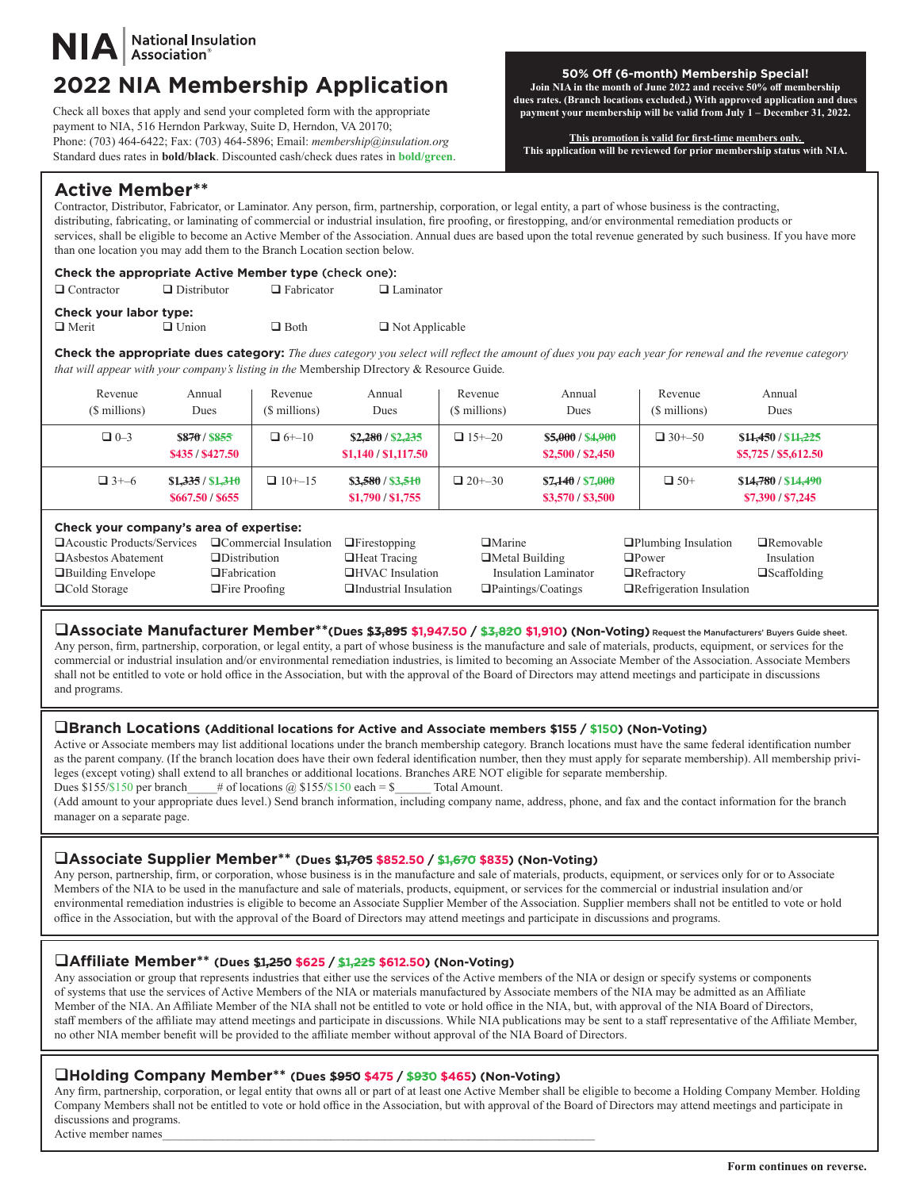NIA | National Insulation Association®

# 2022 NIA Membership Application

Check all boxes that apply and send your completed form with the appropriate payment to NIA, 516 Herndon Parkway, Suite D, Herndon, VA 20170; Phone: (703) 464-6422; Fax: (703) 464-5896; Email: *membership@insulation.org*
Standard dues rates in **bold/black**. Discounted cash/check dues rates in **bold/green**.

**50% Off (6-month) Membership Special!**
**Join NIA in the month of June 2022 and receive 50% off membership dues rates. (Branch locations excluded.) With approved application and dues payment your membership will be valid from July 1 – December 31, 2022.**

**This promotion is valid for first-time members only.**
**This application will be reviewed for prior membership status with NIA.**

## Active Member**

Contractor, Distributor, Fabricator, or Laminator. Any person, firm, partnership, corporation, or legal entity, a part of whose business is the contracting, distributing, fabricating, or laminating of commercial or industrial insulation, fire proofing, or firestopping, and/or environmental remediation products or services, shall be eligible to become an Active Member of the Association. Annual dues are based upon the total revenue generated by such business. If you have more than one location you may add them to the Branch Location section below.

**Check the appropriate Active Member type (check one):**

❑ Contractor ❑ Distributor ❑ Fabricator ❑ Laminator

**Check your labor type:**

❑ Merit ❑ Union ❑ Both ❑ Not Applicable

**Check the appropriate dues category:** *The dues category you select will reflect the amount of dues you pay each year for renewal and the revenue category that will appear with your company's listing in the* Membership DIrectory & Resource Guide*.*

| Revenue ($ millions) | Annual Dues | Revenue ($ millions) | Annual Dues | Revenue ($ millions) | Annual Dues | Revenue ($ millions) | Annual Dues |
|---|---|---|---|---|---|---|---|
| ❑ 0–3 | ~~$870~~ / ~~$855~~ $435 / $427.50 | ❑ 6+–10 | ~~$2,280~~ / ~~$2,235~~ $1,140 / $1,117.50 | ❑ 15+–20 | ~~$5,000~~ / ~~$4,900~~ $2,500 / $2,450 | ❑ 30+–50 | ~~$11,450~~ / ~~$11,225~~ $5,725 / $5,612.50 |
| ❑ 3+–6 | ~~$1,335~~ / ~~$1,310~~ $667.50 / $655 | ❑ 10+–15 | ~~$3,580~~ / ~~$3,510~~ $1,790 / $1,755 | ❑ 20+–30 | ~~$7,140~~ / ~~$7,000~~ $3,570 / $3,500 | ❑ 50+ | ~~$14,780~~ / ~~$14,490~~ $7,390 / $7,245 |

**Check your company's area of expertise:**

❑ Acoustic Products/Services
❑ Asbestos Abatement
❑ Building Envelope
❑ Cold Storage
❑ Commercial Insulation
❑ Distribution
❑ Fabrication
❑ Fire Proofing
❑ Firestopping
❑ Heat Tracing
❑ HVAC Insulation
❑ Industrial Insulation
❑ Marine
❑ Metal Building Insulation Laminator
❑ Paintings/Coatings
❑ Plumbing Insulation
❑ Power
❑ Refractory
❑ Refrigeration Insulation
❑ Removable Insulation
❑ Scaffolding

## ❑ Associate Manufacturer Member** (Dues ~~$3,895~~ $1,947.50 / ~~$3,820~~ $1,910) (Non-Voting)

Request the Manufacturers' Buyers Guide sheet.

Any person, firm, partnership, corporation, or legal entity, a part of whose business is the manufacture and sale of materials, products, equipment, or services for the commercial or industrial insulation and/or environmental remediation industries, is limited to becoming an Associate Member of the Association. Associate Members shall not be entitled to vote or hold office in the Association, but with the approval of the Board of Directors may attend meetings and participate in discussions and programs.

## ❑ Branch Locations (Additional locations for Active and Associate members $155 / $150) (Non-Voting)

Active or Associate members may list additional locations under the branch membership category. Branch locations must have the same federal identification number as the parent company. (If the branch location does have their own federal identification number, then they must apply for separate membership). All membership privileges (except voting) shall extend to all branches or additional locations. Branches ARE NOT eligible for separate membership.

Dues $155/$150 per branch_____# of locations @ $155/$150 each = $______ Total Amount.

(Add amount to your appropriate dues level.) Send branch information, including company name, address, phone, and fax and the contact information for the branch manager on a separate page.

## ❑ Associate Supplier Member** (Dues ~~$1,705~~ $852.50 / ~~$1,670~~ $835) (Non-Voting)

Any person, partnership, firm, or corporation, whose business is in the manufacture and sale of materials, products, equipment, or services only for or to Associate Members of the NIA to be used in the manufacture and sale of materials, products, equipment, or services for the commercial or industrial insulation and/or environmental remediation industries is eligible to become an Associate Supplier Member of the Association. Supplier members shall not be entitled to vote or hold office in the Association, but with the approval of the Board of Directors may attend meetings and participate in discussions and programs.

## ❑ Affiliate Member** (Dues ~~$1,250~~ $625 / ~~$1,225~~ $612.50) (Non-Voting)

Any association or group that represents industries that either use the services of the Active members of the NIA or design or specify systems or components of systems that use the services of Active Members of the NIA or materials manufactured by Associate members of the NIA may be admitted as an Affiliate Member of the NIA. An Affiliate Member of the NIA shall not be entitled to vote or hold office in the NIA, but, with approval of the NIA Board of Directors, staff members of the affiliate may attend meetings and participate in discussions. While NIA publications may be sent to a staff representative of the Affiliate Member, no other NIA member benefit will be provided to the affiliate member without approval of the NIA Board of Directors.

## ❑ Holding Company Member** (Dues ~~$950~~ $475 / ~~$930~~ $465) (Non-Voting)

Any firm, partnership, corporation, or legal entity that owns all or part of at least one Active Member shall be eligible to become a Holding Company Member. Holding Company Members shall not be entitled to vote or hold office in the Association, but with approval of the Board of Directors may attend meetings and participate in discussions and programs.

Active member names________________________________________________________________________

**Form continues on reverse.**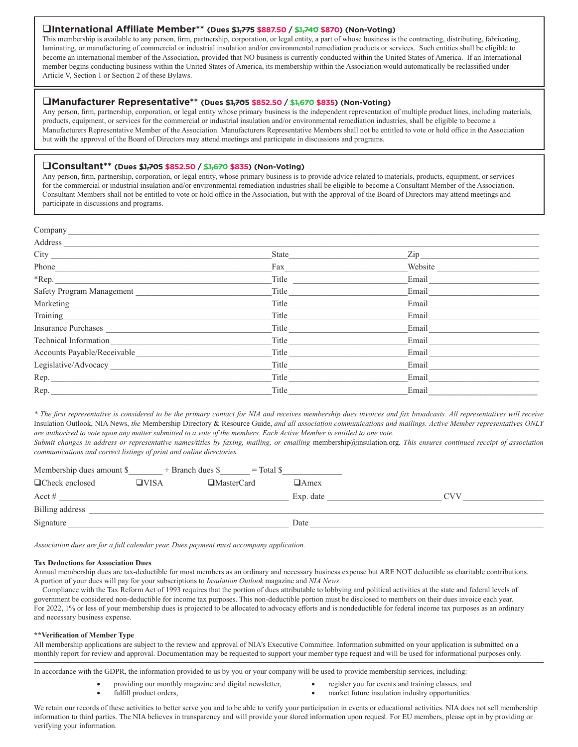## ❑International Affiliate Member** (Dues ~~$1,775~~ $887.50 / ~~$1,740~~ $870) (Non-Voting)

This membership is available to any person, firm, partnership, corporation, or legal entity, a part of whose business is the contracting, distributing, fabricating, laminating, or manufacturing of commercial or industrial insulation and/or environmental remediation products or services. Such entities shall be eligible to become an international member of the Association, provided that NO business is currently conducted within the United States of America. If an International member begins conducting business within the United States of America, its membership within the Association would automatically be reclassified under Article V, Section 1 or Section 2 of these Bylaws.

## ❑Manufacturer Representative** (Dues ~~$1,705~~ $852.50 / ~~$1,670~~ $835) (Non-Voting)

Any person, firm, partnership, corporation, or legal entity whose primary business is the independent representation of multiple product lines, including materials, products, equipment, or services for the commercial or industrial insulation and/or environmental remediation industries, shall be eligible to become a Manufacturers Representative Member of the Association. Manufacturers Representative Members shall not be entitled to vote or hold office in the Association but with the approval of the Board of Directors may attend meetings and participate in discussions and programs.

## ❑Consultant** (Dues ~~$1,705~~ $852.50 / ~~$1,670~~ $835) (Non-Voting)

Any person, firm, partnership, corporation, or legal entity, whose primary business is to provide advice related to materials, products, equipment, or services for the commercial or industrial insulation and/or environmental remediation industries shall be eligible to become a Consultant Member of the Association. Consultant Members shall not be entitled to vote or hold office in the Association, but with the approval of the Board of Directors may attend meetings and participate in discussions and programs.

Company ______________________________

Address ______________________________

City ____________ State ____________ Zip ____________

Phone ____________ Fax ____________ Website ____________

*Rep. ____________ Title ____________ Email ____________

Safety Program Management ____________ Title ____________ Email ____________

Marketing ____________ Title ____________ Email ____________

Training ____________ Title ____________ Email ____________

Insurance Purchases ____________ Title ____________ Email ____________

Technical Information ____________ Title ____________ Email ____________

Accounts Payable/Receivable ____________ Title ____________ Email ____________

Legislative/Advocacy ____________ Title ____________ Email ____________

Rep. ____________ Title ____________ Email ____________

Rep. ____________ Title ____________ Email ____________

*\* The first representative is considered to be the primary contact for NIA and receives membership dues invoices and fax broadcasts. All representatives will receive* Insulation Outlook, NIA News, *the* Membership Directory & Resource Guide, *and all association communications and mailings. Active Member representatives ONLY are authorized to vote upon any matter submitted to a vote of the members. Each Active Member is entitled to one vote.*

*Submit changes in address or representative names/titles by faxing, mailing, or emailing* membership@insulation.org*. This ensures continued receipt of association communications and correct listings of print and online directories.*

Membership dues amount $_______ + Branch dues $_______ = Total $____________

❑Check enclosed ❑VISA ❑MasterCard ❑Amex

Acct # ____________ Exp. date ____________ CVV ____________

Billing address ______________________________

Signature ____________ Date ____________

*Association dues are for a full calendar year. Dues payment must accompany application.*

**Tax Deductions for Association Dues**

Annual membership dues are tax-deductible for most members as an ordinary and necessary business expense but ARE NOT deductible as charitable contributions. A portion of your dues will pay for your subscriptions to *Insulation Outlook* magazine and *NIA News*.

Compliance with the Tax Reform Act of 1993 requires that the portion of dues attributable to lobbying and political activities at the state and federal levels of government be considered non-deductible for income tax purposes. This non-deductible portion must be disclosed to members on their dues invoice each year. For 2022, 1% or less of your membership dues is projected to be allocated to advocacy efforts and is nondeductible for federal income tax purposes as an ordinary and necessary business expense.

****Verification of Member Type**

All membership applications are subject to the review and approval of NIA's Executive Committee. Information submitted on your application is submitted on a monthly report for review and approval. Documentation may be requested to support your member type request and will be used for informational purposes only.

In accordance with the GDPR, the information provided to us by you or your company will be used to provide membership services, including:

- providing our monthly magazine and digital newsletter,
- fulfill product orders,
- register you for events and training classes, and
- market future insulation industry opportunities.

We retain our records of these activities to better serve you and to be able to verify your participation in events or educational activities. NIA does not sell membership information to third parties. The NIA believes in transparency and will provide your stored information upon request. For EU members, please opt in by providing or verifying your information.